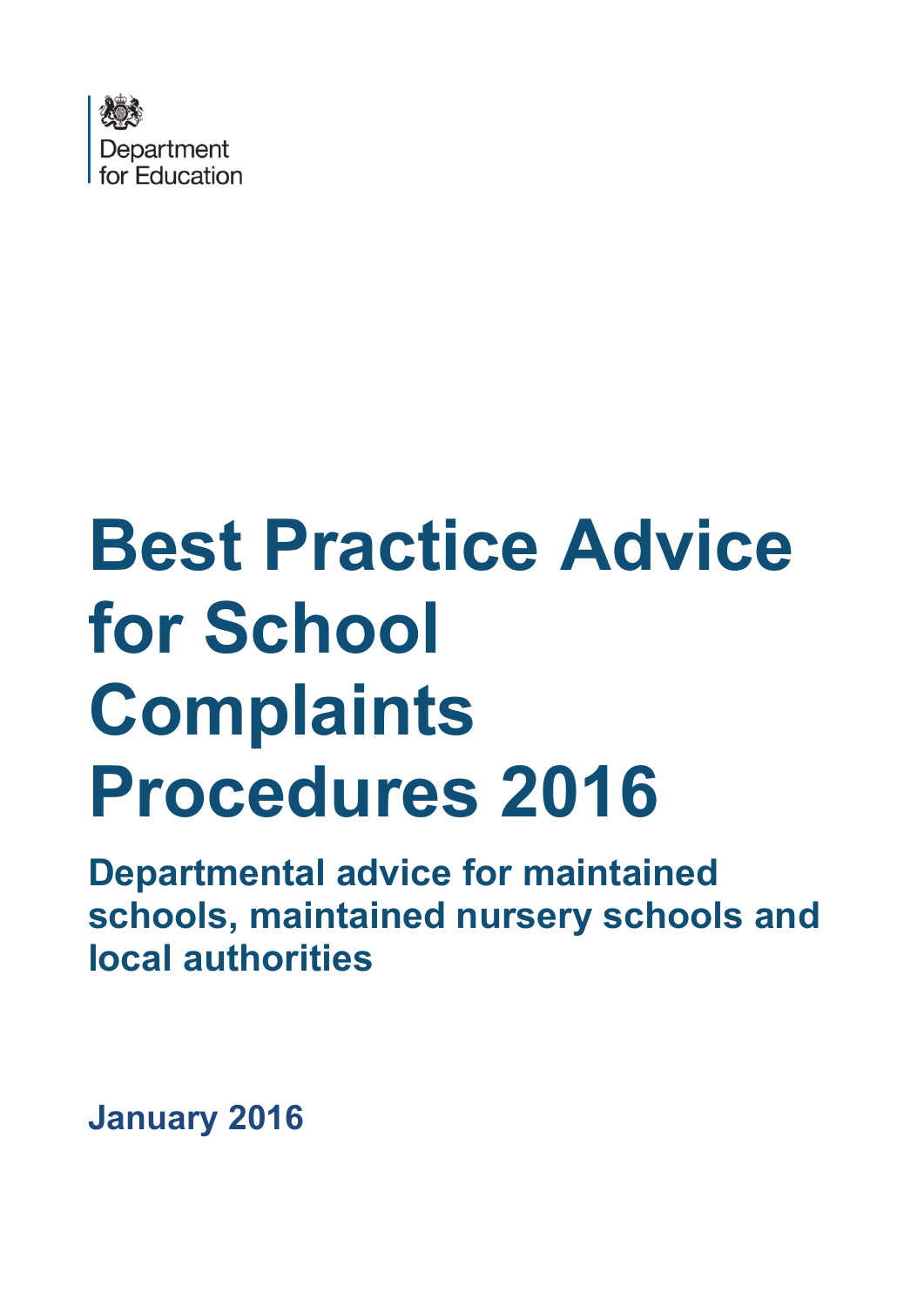Department for Education

# Best Practice Advice for School Complaints Procedures 2016

## Departmental advice for maintained schools, maintained nursery schools and local authorities

**January 2016**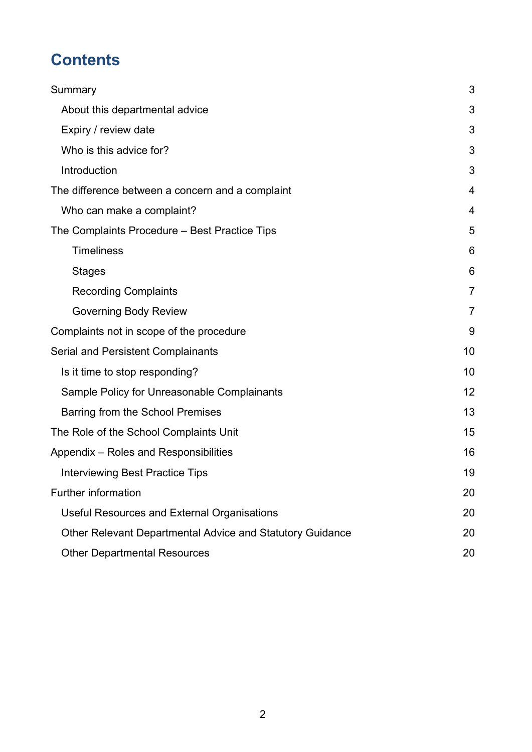# Contents

Summary 3

- About this departmental advice 3
- Expiry / review date 3
- Who is this advice for? 3
- Introduction 3

The difference between a concern and a complaint 4

- Who can make a complaint? 4

The Complaints Procedure – Best Practice Tips 5

- Timeliness 6
- Stages 6
- Recording Complaints 7
- Governing Body Review 7

Complaints not in scope of the procedure 9

Serial and Persistent Complainants 10

- Is it time to stop responding? 10
- Sample Policy for Unreasonable Complainants 12
- Barring from the School Premises 13

The Role of the School Complaints Unit 15

Appendix – Roles and Responsibilities 16

- Interviewing Best Practice Tips 19

Further information 20

- Useful Resources and External Organisations 20
- Other Relevant Departmental Advice and Statutory Guidance 20
- Other Departmental Resources 20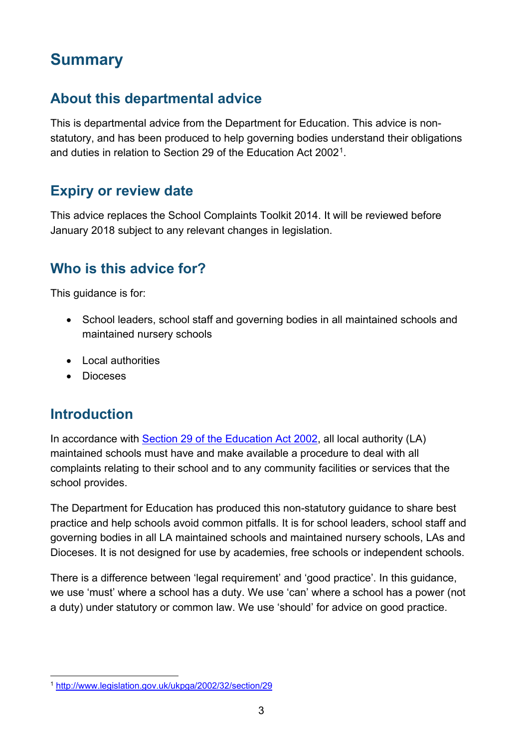# Summary

## About this departmental advice

This is departmental advice from the Department for Education. This advice is non-statutory, and has been produced to help governing bodies understand their obligations and duties in relation to Section 29 of the Education Act 2002[1].

## Expiry or review date

This advice replaces the School Complaints Toolkit 2014. It will be reviewed before January 2018 subject to any relevant changes in legislation.

## Who is this advice for?

This guidance is for:

- School leaders, school staff and governing bodies in all maintained schools and maintained nursery schools
- Local authorities
- Dioceses

## Introduction

In accordance with [Section 29 of the Education Act 2002](http://www.legislation.gov.uk/ukpga/2002/32/section/29), all local authority (LA) maintained schools must have and make available a procedure to deal with all complaints relating to their school and to any community facilities or services that the school provides.

The Department for Education has produced this non-statutory guidance to share best practice and help schools avoid common pitfalls. It is for school leaders, school staff and governing bodies in all LA maintained schools and maintained nursery schools, LAs and Dioceses. It is not designed for use by academies, free schools or independent schools.

There is a difference between 'legal requirement' and 'good practice'. In this guidance, we use 'must' where a school has a duty. We use 'can' where a school has a power (not a duty) under statutory or common law. We use 'should' for advice on good practice.

---

[1] http://www.legislation.gov.uk/ukpga/2002/32/section/29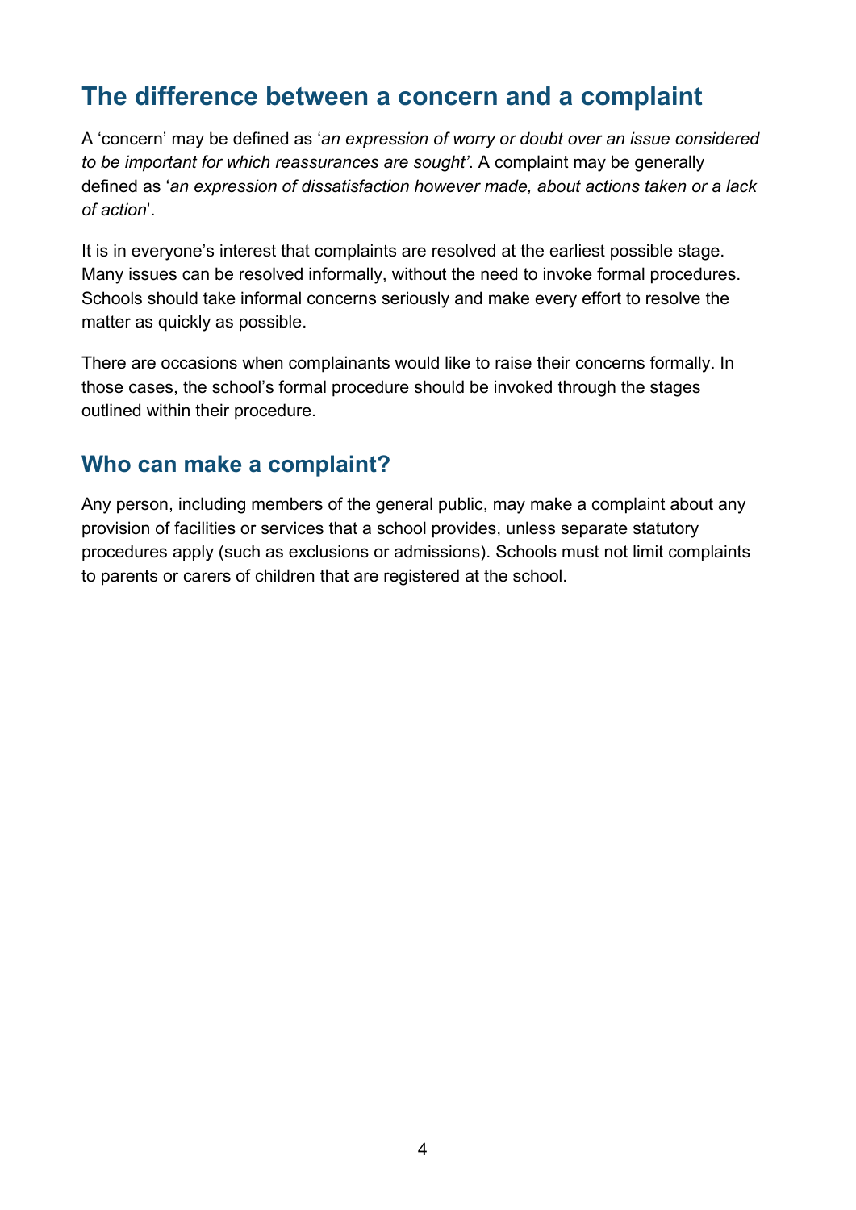## The difference between a concern and a complaint

A 'concern' may be defined as '*an expression of worry or doubt over an issue considered to be important for which reassurances are sought'*. A complaint may be generally defined as '*an expression of dissatisfaction however made, about actions taken or a lack of action*'.

It is in everyone's interest that complaints are resolved at the earliest possible stage. Many issues can be resolved informally, without the need to invoke formal procedures. Schools should take informal concerns seriously and make every effort to resolve the matter as quickly as possible.

There are occasions when complainants would like to raise their concerns formally. In those cases, the school's formal procedure should be invoked through the stages outlined within their procedure.

### Who can make a complaint?

Any person, including members of the general public, may make a complaint about any provision of facilities or services that a school provides, unless separate statutory procedures apply (such as exclusions or admissions). Schools must not limit complaints to parents or carers of children that are registered at the school.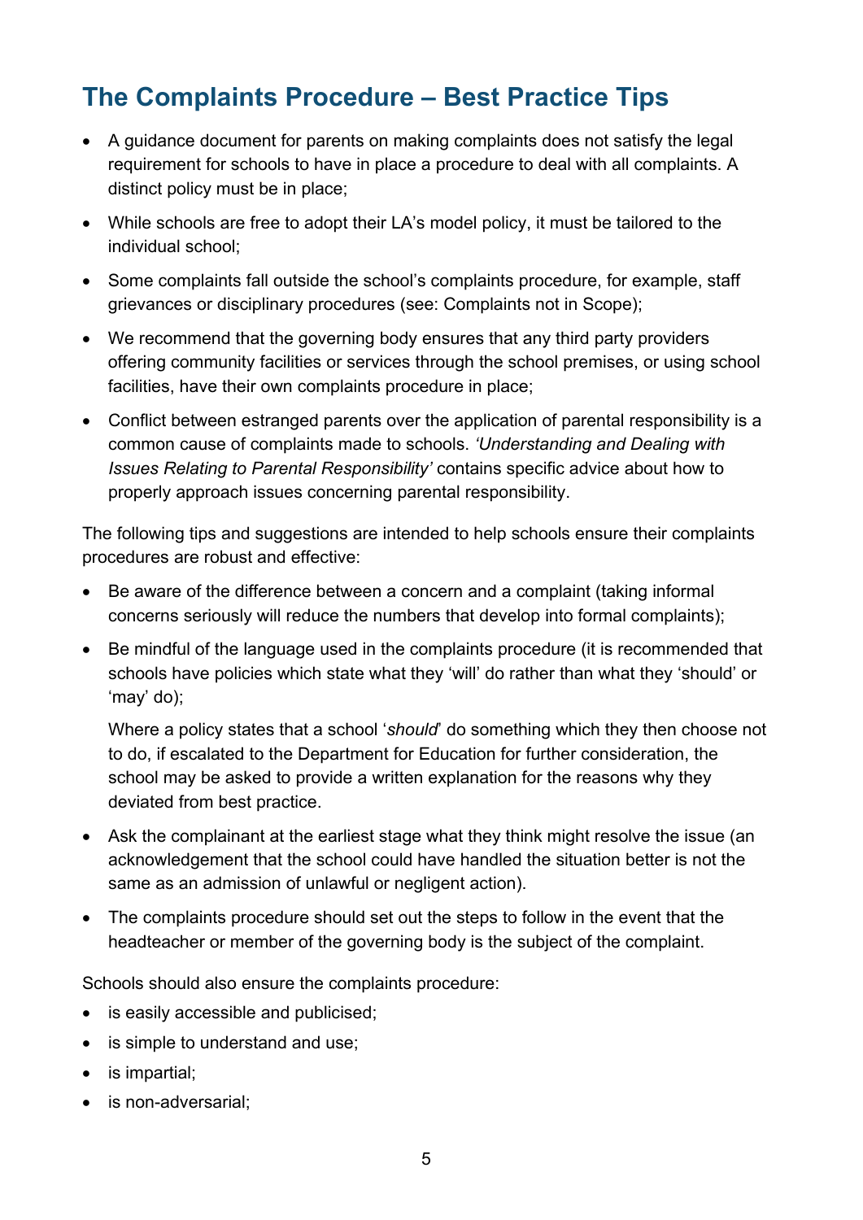## The Complaints Procedure – Best Practice Tips

- A guidance document for parents on making complaints does not satisfy the legal requirement for schools to have in place a procedure to deal with all complaints. A distinct policy must be in place;
- While schools are free to adopt their LA's model policy, it must be tailored to the individual school;
- Some complaints fall outside the school's complaints procedure, for example, staff grievances or disciplinary procedures (see: Complaints not in Scope);
- We recommend that the governing body ensures that any third party providers offering community facilities or services through the school premises, or using school facilities, have their own complaints procedure in place;
- Conflict between estranged parents over the application of parental responsibility is a common cause of complaints made to schools. *'Understanding and Dealing with Issues Relating to Parental Responsibility'* contains specific advice about how to properly approach issues concerning parental responsibility.

The following tips and suggestions are intended to help schools ensure their complaints procedures are robust and effective:

- Be aware of the difference between a concern and a complaint (taking informal concerns seriously will reduce the numbers that develop into formal complaints);
- Be mindful of the language used in the complaints procedure (it is recommended that schools have policies which state what they 'will' do rather than what they 'should' or 'may' do);

  Where a policy states that a school '*should*' do something which they then choose not to do, if escalated to the Department for Education for further consideration, the school may be asked to provide a written explanation for the reasons why they deviated from best practice.

- Ask the complainant at the earliest stage what they think might resolve the issue (an acknowledgement that the school could have handled the situation better is not the same as an admission of unlawful or negligent action).
- The complaints procedure should set out the steps to follow in the event that the headteacher or member of the governing body is the subject of the complaint.

Schools should also ensure the complaints procedure:

- is easily accessible and publicised;
- is simple to understand and use;
- is impartial;
- is non-adversarial;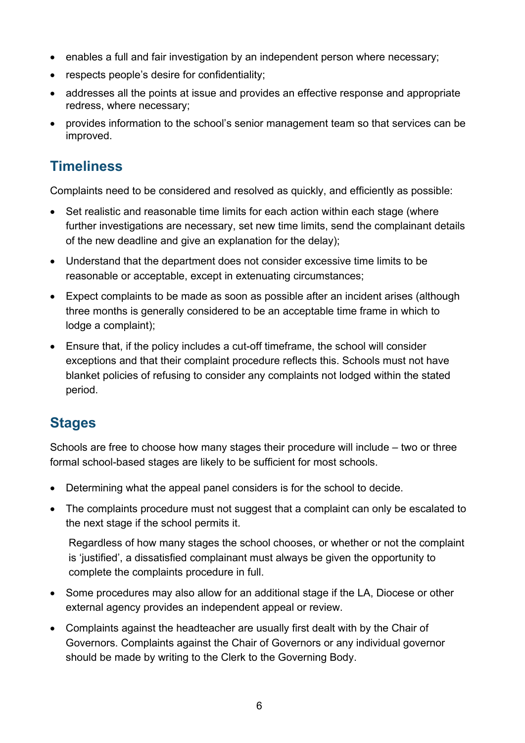- enables a full and fair investigation by an independent person where necessary;
- respects people's desire for confidentiality;
- addresses all the points at issue and provides an effective response and appropriate redress, where necessary;
- provides information to the school's senior management team so that services can be improved.

## Timeliness

Complaints need to be considered and resolved as quickly, and efficiently as possible:

- Set realistic and reasonable time limits for each action within each stage (where further investigations are necessary, set new time limits, send the complainant details of the new deadline and give an explanation for the delay);
- Understand that the department does not consider excessive time limits to be reasonable or acceptable, except in extenuating circumstances;
- Expect complaints to be made as soon as possible after an incident arises (although three months is generally considered to be an acceptable time frame in which to lodge a complaint);
- Ensure that, if the policy includes a cut-off timeframe, the school will consider exceptions and that their complaint procedure reflects this. Schools must not have blanket policies of refusing to consider any complaints not lodged within the stated period.

## Stages

Schools are free to choose how many stages their procedure will include – two or three formal school-based stages are likely to be sufficient for most schools.

- Determining what the appeal panel considers is for the school to decide.
- The complaints procedure must not suggest that a complaint can only be escalated to the next stage if the school permits it.

  Regardless of how many stages the school chooses, or whether or not the complaint is 'justified', a dissatisfied complainant must always be given the opportunity to complete the complaints procedure in full.

- Some procedures may also allow for an additional stage if the LA, Diocese or other external agency provides an independent appeal or review.
- Complaints against the headteacher are usually first dealt with by the Chair of Governors. Complaints against the Chair of Governors or any individual governor should be made by writing to the Clerk to the Governing Body.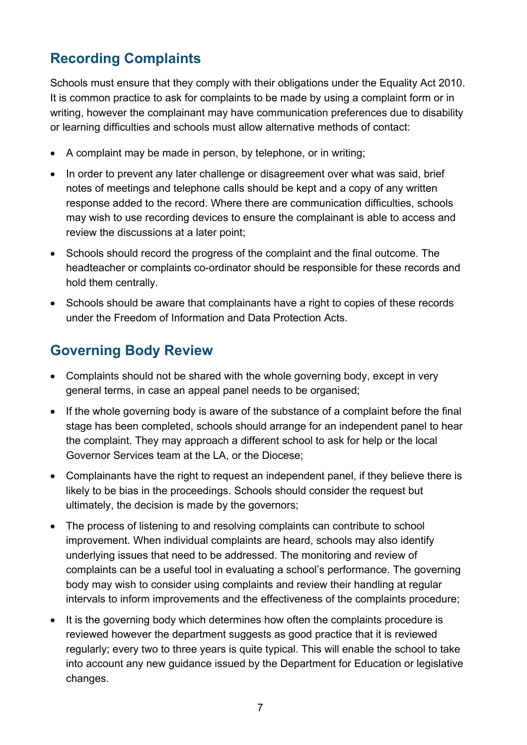## Recording Complaints

Schools must ensure that they comply with their obligations under the Equality Act 2010. It is common practice to ask for complaints to be made by using a complaint form or in writing, however the complainant may have communication preferences due to disability or learning difficulties and schools must allow alternative methods of contact:

- A complaint may be made in person, by telephone, or in writing;
- In order to prevent any later challenge or disagreement over what was said, brief notes of meetings and telephone calls should be kept and a copy of any written response added to the record. Where there are communication difficulties, schools may wish to use recording devices to ensure the complainant is able to access and review the discussions at a later point;
- Schools should record the progress of the complaint and the final outcome. The headteacher or complaints co-ordinator should be responsible for these records and hold them centrally.
- Schools should be aware that complainants have a right to copies of these records under the Freedom of Information and Data Protection Acts.

## Governing Body Review

- Complaints should not be shared with the whole governing body, except in very general terms, in case an appeal panel needs to be organised;
- If the whole governing body is aware of the substance of a complaint before the final stage has been completed, schools should arrange for an independent panel to hear the complaint. They may approach a different school to ask for help or the local Governor Services team at the LA, or the Diocese;
- Complainants have the right to request an independent panel, if they believe there is likely to be bias in the proceedings. Schools should consider the request but ultimately, the decision is made by the governors;
- The process of listening to and resolving complaints can contribute to school improvement. When individual complaints are heard, schools may also identify underlying issues that need to be addressed. The monitoring and review of complaints can be a useful tool in evaluating a school's performance. The governing body may wish to consider using complaints and review their handling at regular intervals to inform improvements and the effectiveness of the complaints procedure;
- It is the governing body which determines how often the complaints procedure is reviewed however the department suggests as good practice that it is reviewed regularly; every two to three years is quite typical. This will enable the school to take into account any new guidance issued by the Department for Education or legislative changes.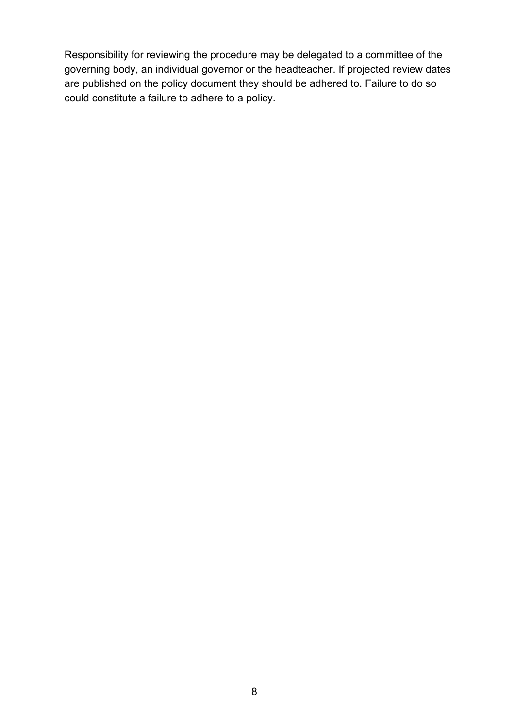Responsibility for reviewing the procedure may be delegated to a committee of the governing body, an individual governor or the headteacher. If projected review dates are published on the policy document they should be adhered to. Failure to do so could constitute a failure to adhere to a policy.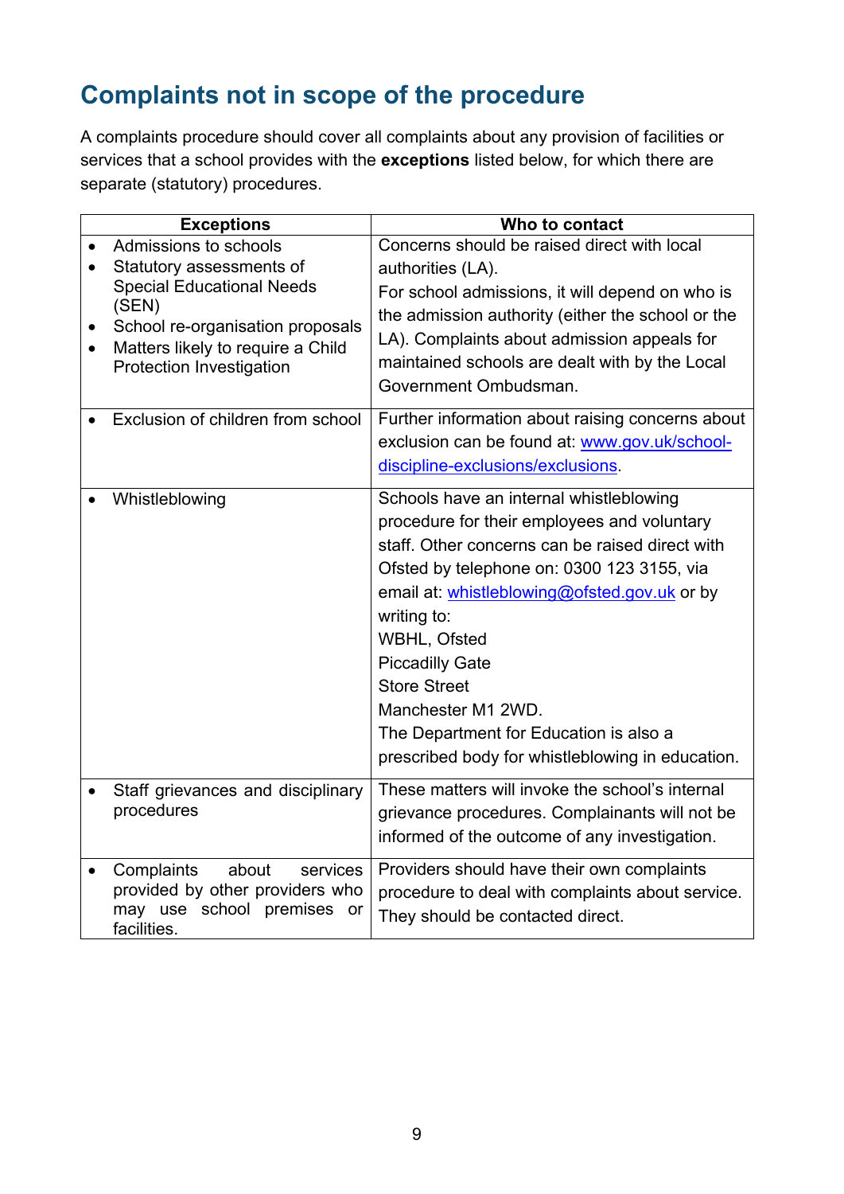## Complaints not in scope of the procedure

A complaints procedure should cover all complaints about any provision of facilities or services that a school provides with the **exceptions** listed below, for which there are separate (statutory) procedures.

| Exceptions | Who to contact |
|---|---|
| • Admissions to schools<br>• Statutory assessments of Special Educational Needs (SEN)<br>• School re-organisation proposals<br>• Matters likely to require a Child Protection Investigation | Concerns should be raised direct with local authorities (LA).<br>For school admissions, it will depend on who is the admission authority (either the school or the LA). Complaints about admission appeals for maintained schools are dealt with by the Local Government Ombudsman. |
| • Exclusion of children from school | Further information about raising concerns about exclusion can be found at: [www.gov.uk/school-discipline-exclusions/exclusions](www.gov.uk/school-discipline-exclusions/exclusions). |
| • Whistleblowing | Schools have an internal whistleblowing procedure for their employees and voluntary staff. Other concerns can be raised direct with Ofsted by telephone on: 0300 123 3155, via email at: [whistleblowing@ofsted.gov.uk](mailto:whistleblowing@ofsted.gov.uk) or by writing to:<br>WBHL, Ofsted<br>Piccadilly Gate<br>Store Street<br>Manchester M1 2WD.<br>The Department for Education is also a prescribed body for whistleblowing in education. |
| • Staff grievances and disciplinary procedures | These matters will invoke the school's internal grievance procedures. Complainants will not be informed of the outcome of any investigation. |
| • Complaints about services provided by other providers who may use school premises or facilities. | Providers should have their own complaints procedure to deal with complaints about service. They should be contacted direct. |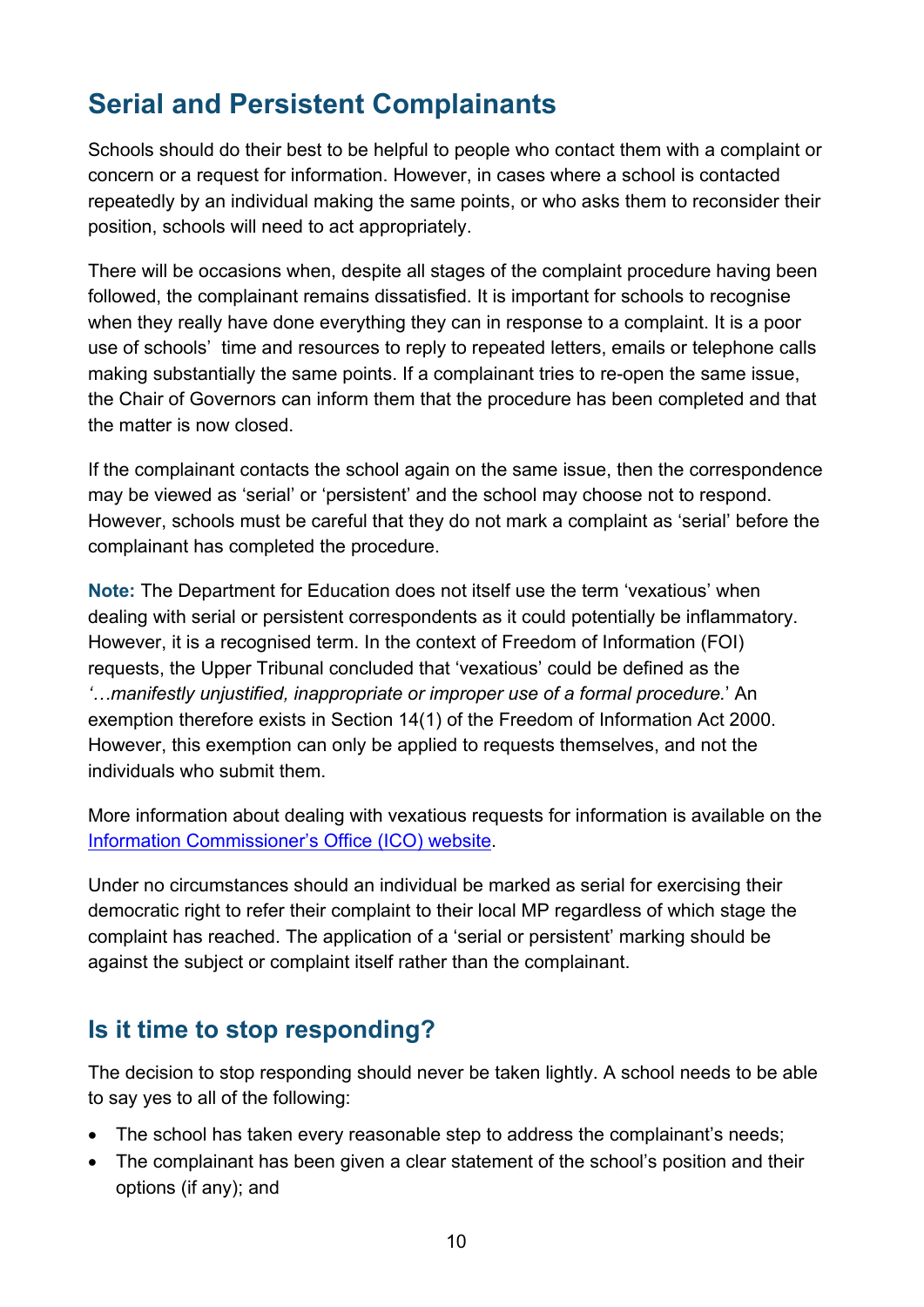## Serial and Persistent Complainants

Schools should do their best to be helpful to people who contact them with a complaint or concern or a request for information. However, in cases where a school is contacted repeatedly by an individual making the same points, or who asks them to reconsider their position, schools will need to act appropriately.

There will be occasions when, despite all stages of the complaint procedure having been followed, the complainant remains dissatisfied. It is important for schools to recognise when they really have done everything they can in response to a complaint. It is a poor use of schools' time and resources to reply to repeated letters, emails or telephone calls making substantially the same points. If a complainant tries to re-open the same issue, the Chair of Governors can inform them that the procedure has been completed and that the matter is now closed.

If the complainant contacts the school again on the same issue, then the correspondence may be viewed as 'serial' or 'persistent' and the school may choose not to respond. However, schools must be careful that they do not mark a complaint as 'serial' before the complainant has completed the procedure.

**Note:** The Department for Education does not itself use the term 'vexatious' when dealing with serial or persistent correspondents as it could potentially be inflammatory. However, it is a recognised term. In the context of Freedom of Information (FOI) requests, the Upper Tribunal concluded that 'vexatious' could be defined as the *'…manifestly unjustified, inappropriate or improper use of a formal procedure.'* An exemption therefore exists in Section 14(1) of the Freedom of Information Act 2000. However, this exemption can only be applied to requests themselves, and not the individuals who submit them.

More information about dealing with vexatious requests for information is available on the [Information Commissioner's Office (ICO) website](https://ico.org.uk).

Under no circumstances should an individual be marked as serial for exercising their democratic right to refer their complaint to their local MP regardless of which stage the complaint has reached. The application of a 'serial or persistent' marking should be against the subject or complaint itself rather than the complainant.

### Is it time to stop responding?

The decision to stop responding should never be taken lightly. A school needs to be able to say yes to all of the following:

- The school has taken every reasonable step to address the complainant's needs;
- The complainant has been given a clear statement of the school's position and their options (if any); and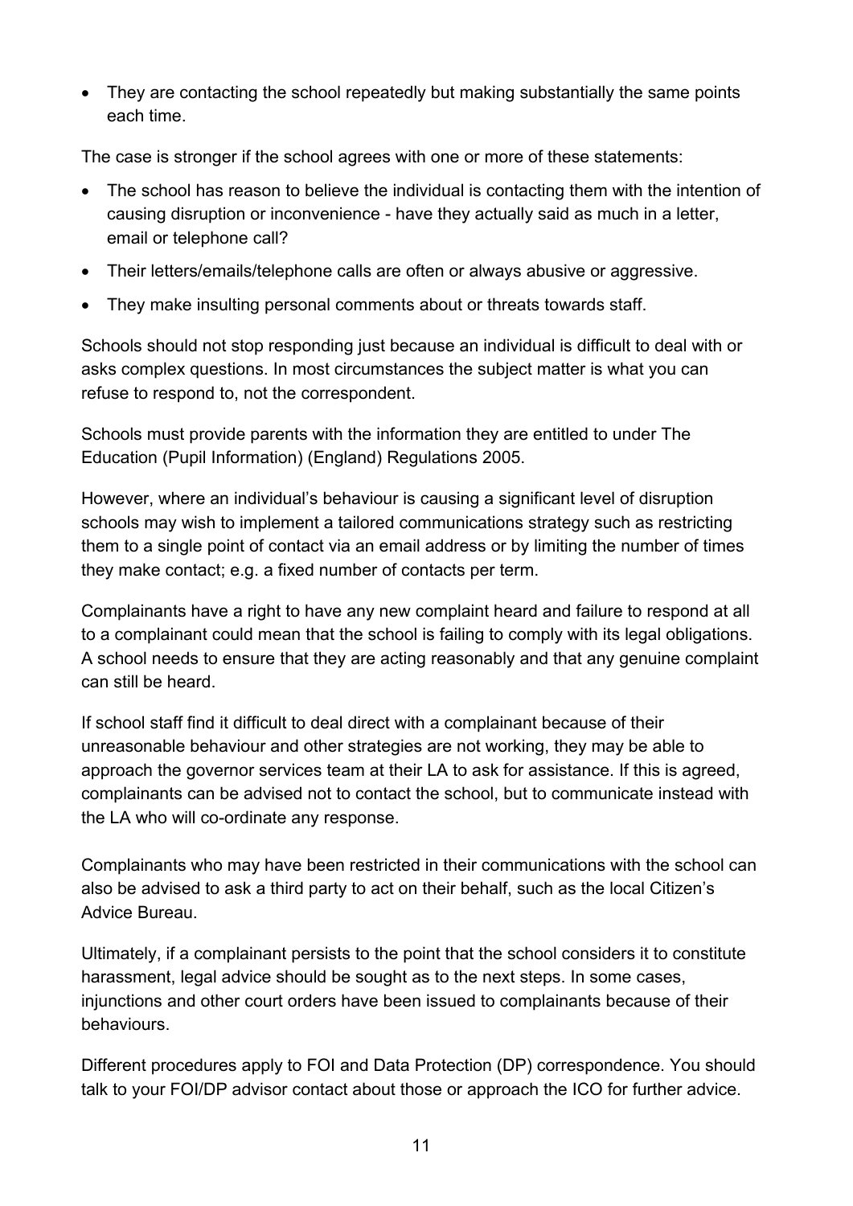- They are contacting the school repeatedly but making substantially the same points each time.

The case is stronger if the school agrees with one or more of these statements:

- The school has reason to believe the individual is contacting them with the intention of causing disruption or inconvenience - have they actually said as much in a letter, email or telephone call?
- Their letters/emails/telephone calls are often or always abusive or aggressive.
- They make insulting personal comments about or threats towards staff.

Schools should not stop responding just because an individual is difficult to deal with or asks complex questions. In most circumstances the subject matter is what you can refuse to respond to, not the correspondent.

Schools must provide parents with the information they are entitled to under The Education (Pupil Information) (England) Regulations 2005.

However, where an individual's behaviour is causing a significant level of disruption schools may wish to implement a tailored communications strategy such as restricting them to a single point of contact via an email address or by limiting the number of times they make contact; e.g. a fixed number of contacts per term.

Complainants have a right to have any new complaint heard and failure to respond at all to a complainant could mean that the school is failing to comply with its legal obligations. A school needs to ensure that they are acting reasonably and that any genuine complaint can still be heard.

If school staff find it difficult to deal direct with a complainant because of their unreasonable behaviour and other strategies are not working, they may be able to approach the governor services team at their LA to ask for assistance. If this is agreed, complainants can be advised not to contact the school, but to communicate instead with the LA who will co-ordinate any response.

Complainants who may have been restricted in their communications with the school can also be advised to ask a third party to act on their behalf, such as the local Citizen's Advice Bureau.

Ultimately, if a complainant persists to the point that the school considers it to constitute harassment, legal advice should be sought as to the next steps. In some cases, injunctions and other court orders have been issued to complainants because of their behaviours.

Different procedures apply to FOI and Data Protection (DP) correspondence. You should talk to your FOI/DP advisor contact about those or approach the ICO for further advice.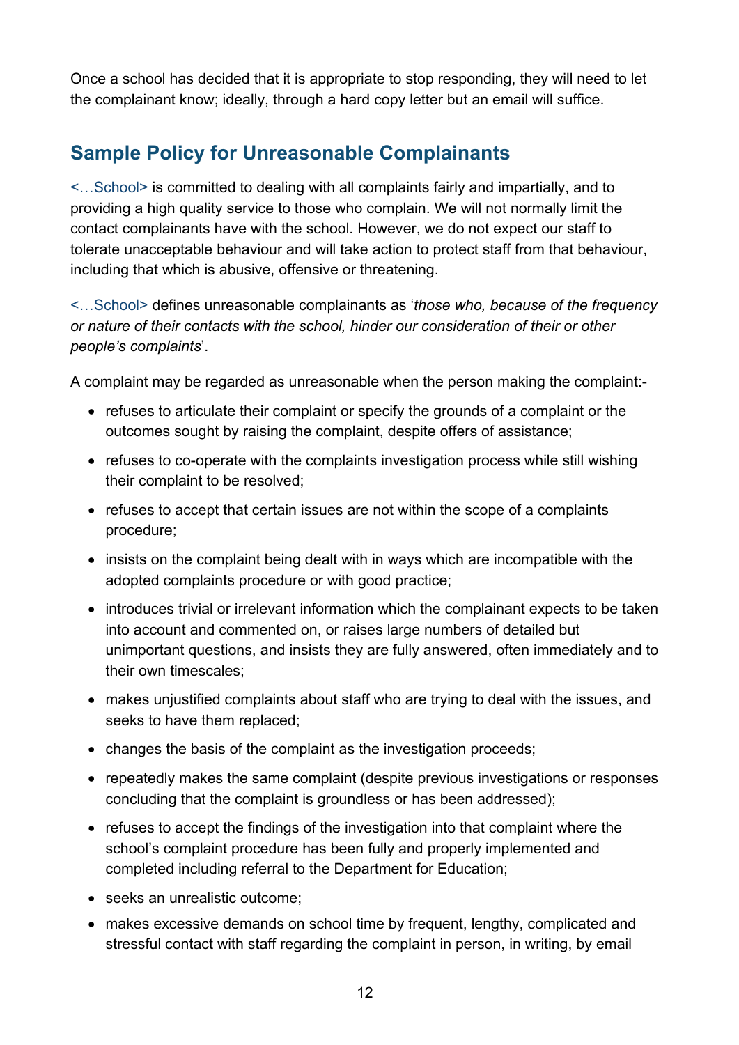Once a school has decided that it is appropriate to stop responding, they will need to let the complainant know; ideally, through a hard copy letter but an email will suffice.

## Sample Policy for Unreasonable Complainants

<…School> is committed to dealing with all complaints fairly and impartially, and to providing a high quality service to those who complain. We will not normally limit the contact complainants have with the school. However, we do not expect our staff to tolerate unacceptable behaviour and will take action to protect staff from that behaviour, including that which is abusive, offensive or threatening.

<…School> defines unreasonable complainants as '*those who, because of the frequency or nature of their contacts with the school, hinder our consideration of their or other people's complaints*'.

A complaint may be regarded as unreasonable when the person making the complaint:-

- refuses to articulate their complaint or specify the grounds of a complaint or the outcomes sought by raising the complaint, despite offers of assistance;
- refuses to co-operate with the complaints investigation process while still wishing their complaint to be resolved;
- refuses to accept that certain issues are not within the scope of a complaints procedure;
- insists on the complaint being dealt with in ways which are incompatible with the adopted complaints procedure or with good practice;
- introduces trivial or irrelevant information which the complainant expects to be taken into account and commented on, or raises large numbers of detailed but unimportant questions, and insists they are fully answered, often immediately and to their own timescales;
- makes unjustified complaints about staff who are trying to deal with the issues, and seeks to have them replaced;
- changes the basis of the complaint as the investigation proceeds;
- repeatedly makes the same complaint (despite previous investigations or responses concluding that the complaint is groundless or has been addressed);
- refuses to accept the findings of the investigation into that complaint where the school's complaint procedure has been fully and properly implemented and completed including referral to the Department for Education;
- seeks an unrealistic outcome;
- makes excessive demands on school time by frequent, lengthy, complicated and stressful contact with staff regarding the complaint in person, in writing, by email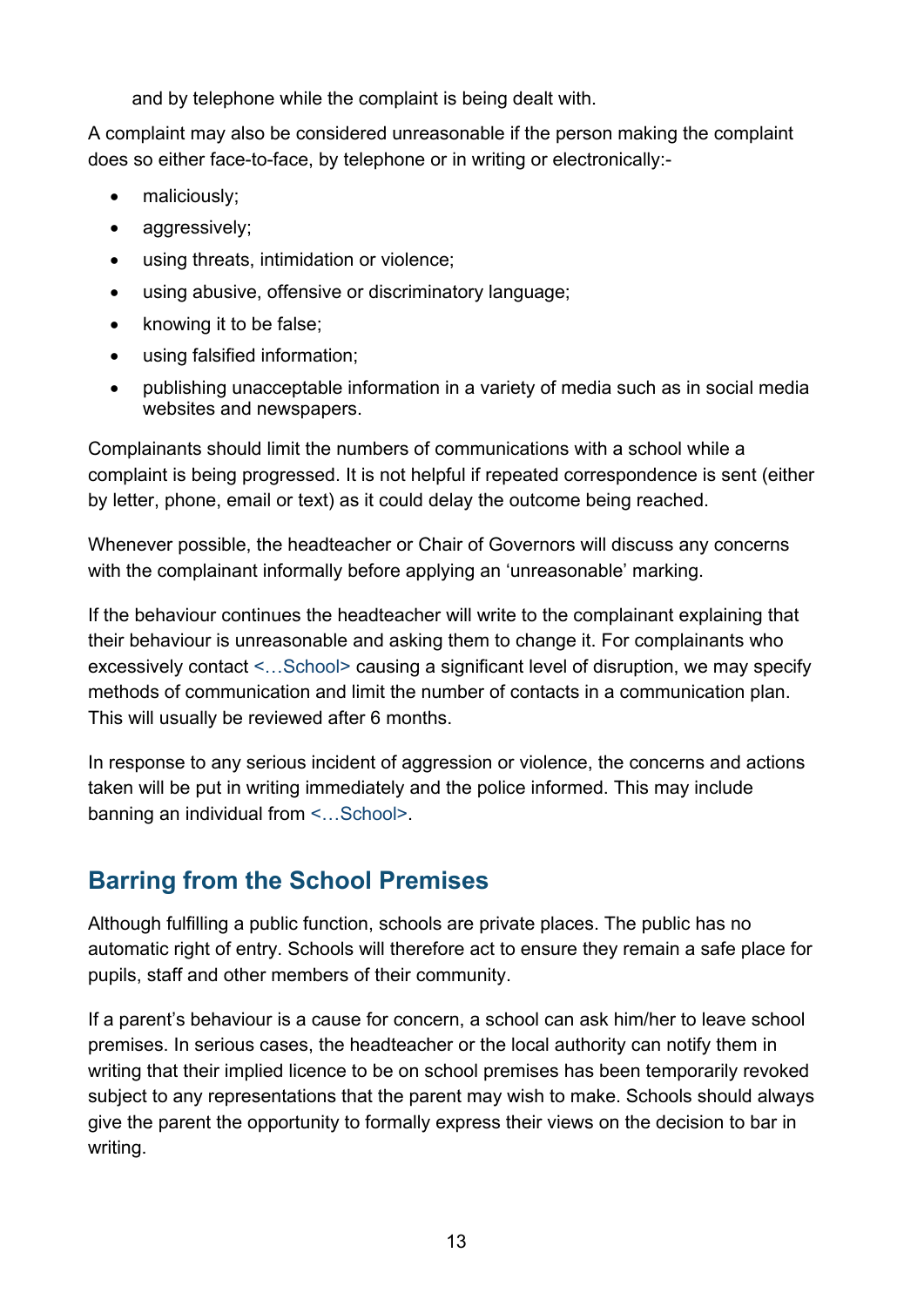and by telephone while the complaint is being dealt with.

A complaint may also be considered unreasonable if the person making the complaint does so either face-to-face, by telephone or in writing or electronically:-

- maliciously;
- aggressively;
- using threats, intimidation or violence;
- using abusive, offensive or discriminatory language;
- knowing it to be false;
- using falsified information;
- publishing unacceptable information in a variety of media such as in social media websites and newspapers.

Complainants should limit the numbers of communications with a school while a complaint is being progressed. It is not helpful if repeated correspondence is sent (either by letter, phone, email or text) as it could delay the outcome being reached.

Whenever possible, the headteacher or Chair of Governors will discuss any concerns with the complainant informally before applying an 'unreasonable' marking.

If the behaviour continues the headteacher will write to the complainant explaining that their behaviour is unreasonable and asking them to change it. For complainants who excessively contact <…School> causing a significant level of disruption, we may specify methods of communication and limit the number of contacts in a communication plan. This will usually be reviewed after 6 months.

In response to any serious incident of aggression or violence, the concerns and actions taken will be put in writing immediately and the police informed. This may include banning an individual from <…School>.

## Barring from the School Premises

Although fulfilling a public function, schools are private places. The public has no automatic right of entry. Schools will therefore act to ensure they remain a safe place for pupils, staff and other members of their community.

If a parent's behaviour is a cause for concern, a school can ask him/her to leave school premises. In serious cases, the headteacher or the local authority can notify them in writing that their implied licence to be on school premises has been temporarily revoked subject to any representations that the parent may wish to make. Schools should always give the parent the opportunity to formally express their views on the decision to bar in writing.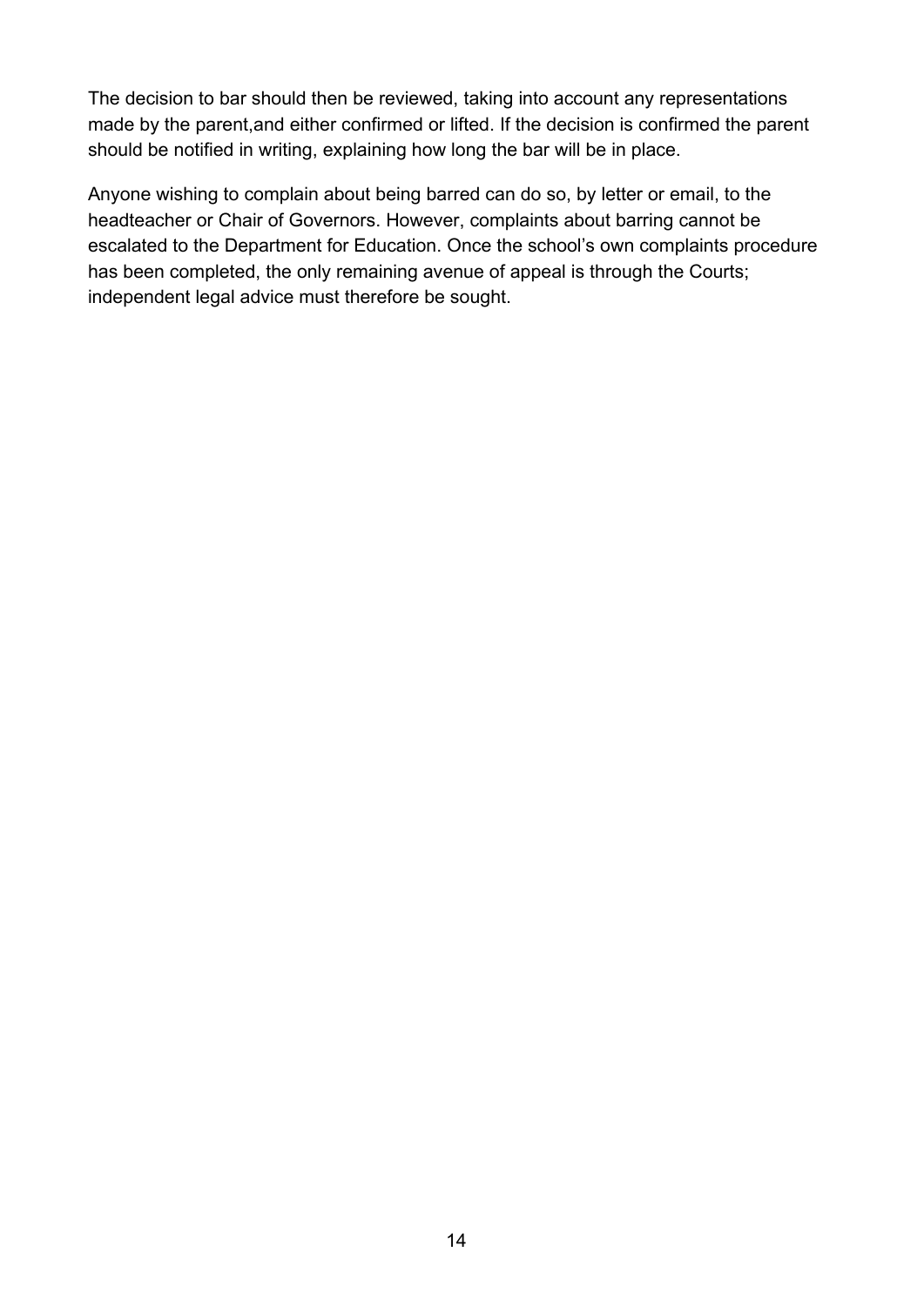The decision to bar should then be reviewed, taking into account any representations made by the parent,and either confirmed or lifted. If the decision is confirmed the parent should be notified in writing, explaining how long the bar will be in place.

Anyone wishing to complain about being barred can do so, by letter or email, to the headteacher or Chair of Governors. However, complaints about barring cannot be escalated to the Department for Education. Once the school's own complaints procedure has been completed, the only remaining avenue of appeal is through the Courts; independent legal advice must therefore be sought.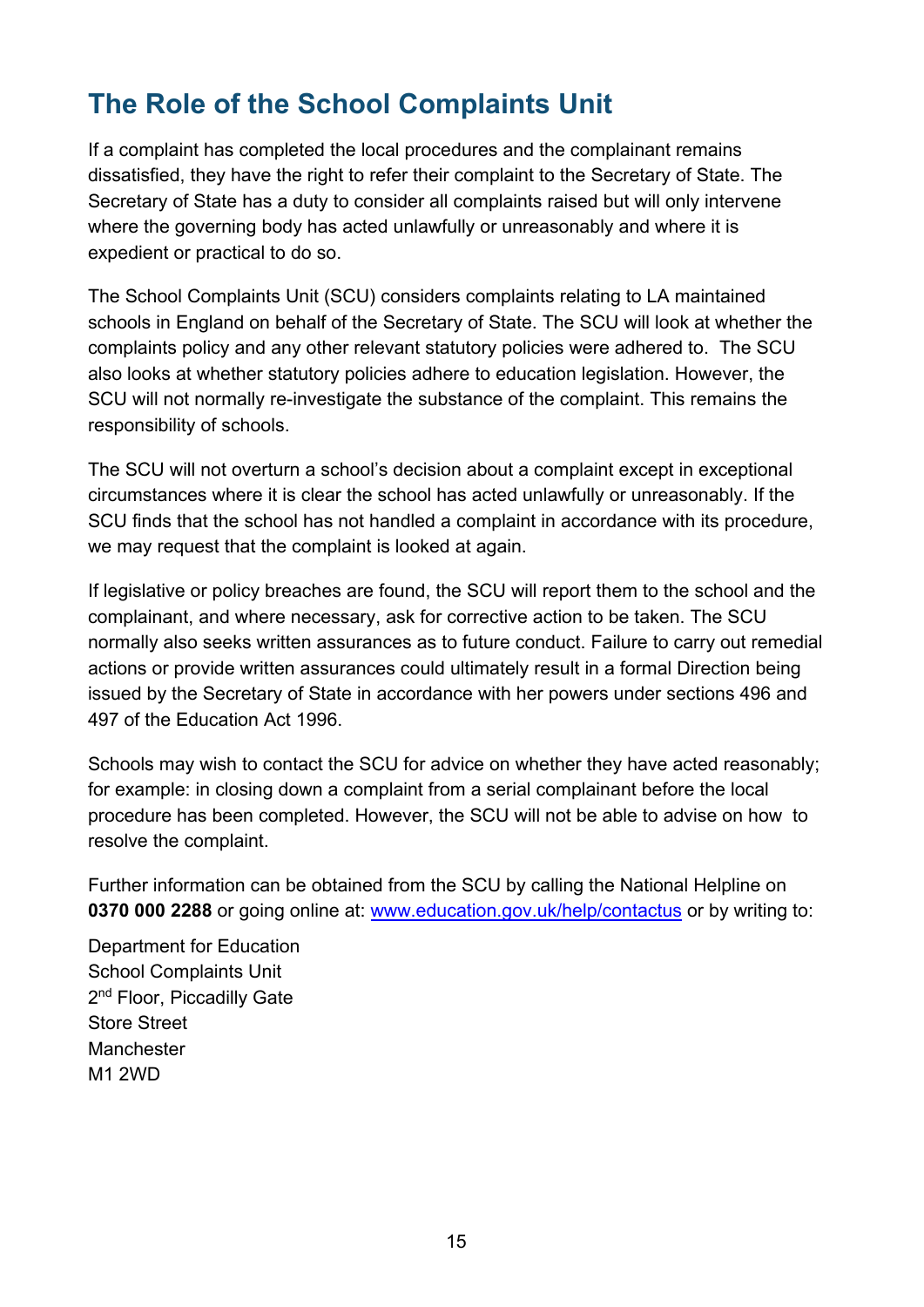## The Role of the School Complaints Unit

If a complaint has completed the local procedures and the complainant remains dissatisfied, they have the right to refer their complaint to the Secretary of State. The Secretary of State has a duty to consider all complaints raised but will only intervene where the governing body has acted unlawfully or unreasonably and where it is expedient or practical to do so.

The School Complaints Unit (SCU) considers complaints relating to LA maintained schools in England on behalf of the Secretary of State. The SCU will look at whether the complaints policy and any other relevant statutory policies were adhered to. The SCU also looks at whether statutory policies adhere to education legislation. However, the SCU will not normally re-investigate the substance of the complaint. This remains the responsibility of schools.

The SCU will not overturn a school's decision about a complaint except in exceptional circumstances where it is clear the school has acted unlawfully or unreasonably. If the SCU finds that the school has not handled a complaint in accordance with its procedure, we may request that the complaint is looked at again.

If legislative or policy breaches are found, the SCU will report them to the school and the complainant, and where necessary, ask for corrective action to be taken. The SCU normally also seeks written assurances as to future conduct. Failure to carry out remedial actions or provide written assurances could ultimately result in a formal Direction being issued by the Secretary of State in accordance with her powers under sections 496 and 497 of the Education Act 1996.

Schools may wish to contact the SCU for advice on whether they have acted reasonably; for example: in closing down a complaint from a serial complainant before the local procedure has been completed. However, the SCU will not be able to advise on how to resolve the complaint.

Further information can be obtained from the SCU by calling the National Helpline on **0370 000 2288** or going online at: [www.education.gov.uk/help/contactus](http://www.education.gov.uk/help/contactus) or by writing to:

Department for Education
School Complaints Unit
2nd Floor, Piccadilly Gate
Store Street
Manchester
M1 2WD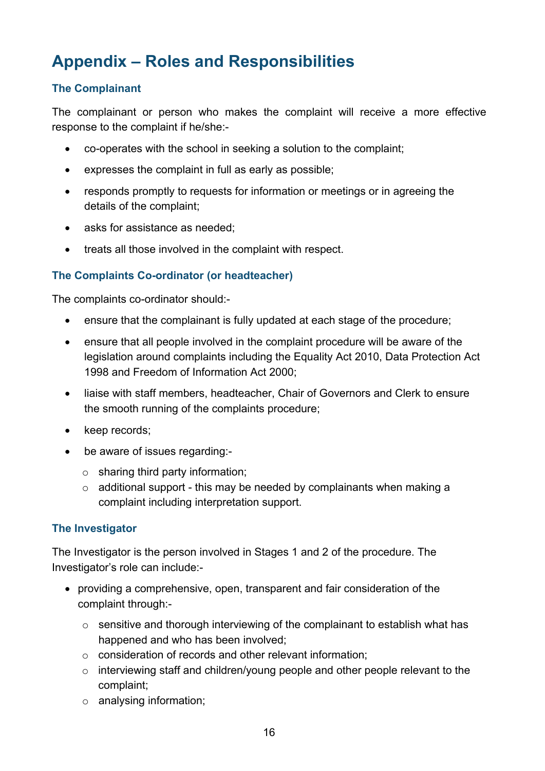# Appendix – Roles and Responsibilities

### The Complainant

The complainant or person who makes the complaint will receive a more effective response to the complaint if he/she:-

- co-operates with the school in seeking a solution to the complaint;
- expresses the complaint in full as early as possible;
- responds promptly to requests for information or meetings or in agreeing the details of the complaint;
- asks for assistance as needed;
- treats all those involved in the complaint with respect.

### The Complaints Co-ordinator (or headteacher)

The complaints co-ordinator should:-

- ensure that the complainant is fully updated at each stage of the procedure;
- ensure that all people involved in the complaint procedure will be aware of the legislation around complaints including the Equality Act 2010, Data Protection Act 1998 and Freedom of Information Act 2000;
- liaise with staff members, headteacher, Chair of Governors and Clerk to ensure the smooth running of the complaints procedure;
- keep records;
- be aware of issues regarding:-
    - sharing third party information;
    - additional support - this may be needed by complainants when making a complaint including interpretation support.

### The Investigator

The Investigator is the person involved in Stages 1 and 2 of the procedure. The Investigator's role can include:-

- providing a comprehensive, open, transparent and fair consideration of the complaint through:-
    - sensitive and thorough interviewing of the complainant to establish what has happened and who has been involved;
    - consideration of records and other relevant information;
    - interviewing staff and children/young people and other people relevant to the complaint;
    - analysing information;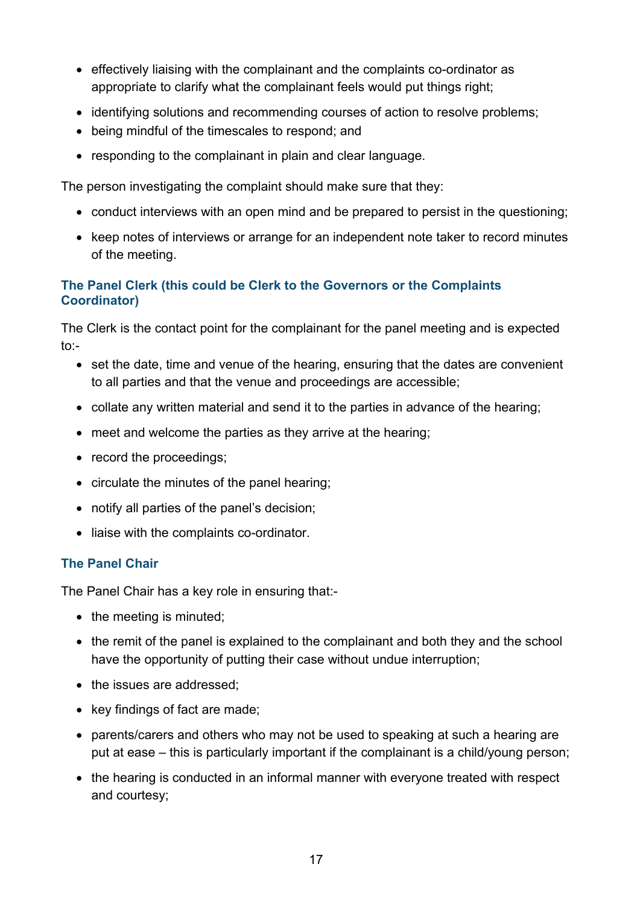- effectively liaising with the complainant and the complaints co-ordinator as appropriate to clarify what the complainant feels would put things right;
- identifying solutions and recommending courses of action to resolve problems;
- being mindful of the timescales to respond; and
- responding to the complainant in plain and clear language.

The person investigating the complaint should make sure that they:

- conduct interviews with an open mind and be prepared to persist in the questioning;
- keep notes of interviews or arrange for an independent note taker to record minutes of the meeting.

### The Panel Clerk (this could be Clerk to the Governors or the Complaints Coordinator)

The Clerk is the contact point for the complainant for the panel meeting and is expected to:-

- set the date, time and venue of the hearing, ensuring that the dates are convenient to all parties and that the venue and proceedings are accessible;
- collate any written material and send it to the parties in advance of the hearing;
- meet and welcome the parties as they arrive at the hearing;
- record the proceedings;
- circulate the minutes of the panel hearing;
- notify all parties of the panel's decision;
- liaise with the complaints co-ordinator.

### The Panel Chair

The Panel Chair has a key role in ensuring that:-

- the meeting is minuted;
- the remit of the panel is explained to the complainant and both they and the school have the opportunity of putting their case without undue interruption;
- the issues are addressed;
- key findings of fact are made;
- parents/carers and others who may not be used to speaking at such a hearing are put at ease – this is particularly important if the complainant is a child/young person;
- the hearing is conducted in an informal manner with everyone treated with respect and courtesy;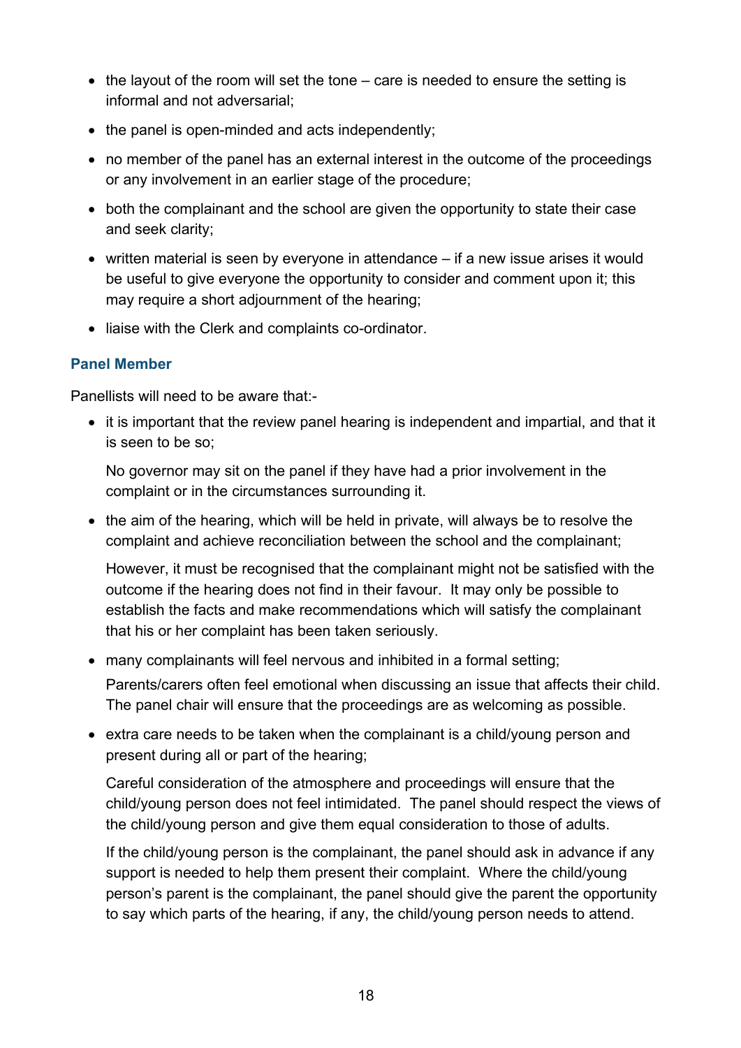- the layout of the room will set the tone – care is needed to ensure the setting is informal and not adversarial;
- the panel is open-minded and acts independently;
- no member of the panel has an external interest in the outcome of the proceedings or any involvement in an earlier stage of the procedure;
- both the complainant and the school are given the opportunity to state their case and seek clarity;
- written material is seen by everyone in attendance – if a new issue arises it would be useful to give everyone the opportunity to consider and comment upon it; this may require a short adjournment of the hearing;
- liaise with the Clerk and complaints co-ordinator.

### Panel Member

Panellists will need to be aware that:-

- it is important that the review panel hearing is independent and impartial, and that it is seen to be so;

  No governor may sit on the panel if they have had a prior involvement in the complaint or in the circumstances surrounding it.

- the aim of the hearing, which will be held in private, will always be to resolve the complaint and achieve reconciliation between the school and the complainant;

  However, it must be recognised that the complainant might not be satisfied with the outcome if the hearing does not find in their favour. It may only be possible to establish the facts and make recommendations which will satisfy the complainant that his or her complaint has been taken seriously.

- many complainants will feel nervous and inhibited in a formal setting;

  Parents/carers often feel emotional when discussing an issue that affects their child. The panel chair will ensure that the proceedings are as welcoming as possible.

- extra care needs to be taken when the complainant is a child/young person and present during all or part of the hearing;

  Careful consideration of the atmosphere and proceedings will ensure that the child/young person does not feel intimidated. The panel should respect the views of the child/young person and give them equal consideration to those of adults.

  If the child/young person is the complainant, the panel should ask in advance if any support is needed to help them present their complaint. Where the child/young person's parent is the complainant, the panel should give the parent the opportunity to say which parts of the hearing, if any, the child/young person needs to attend.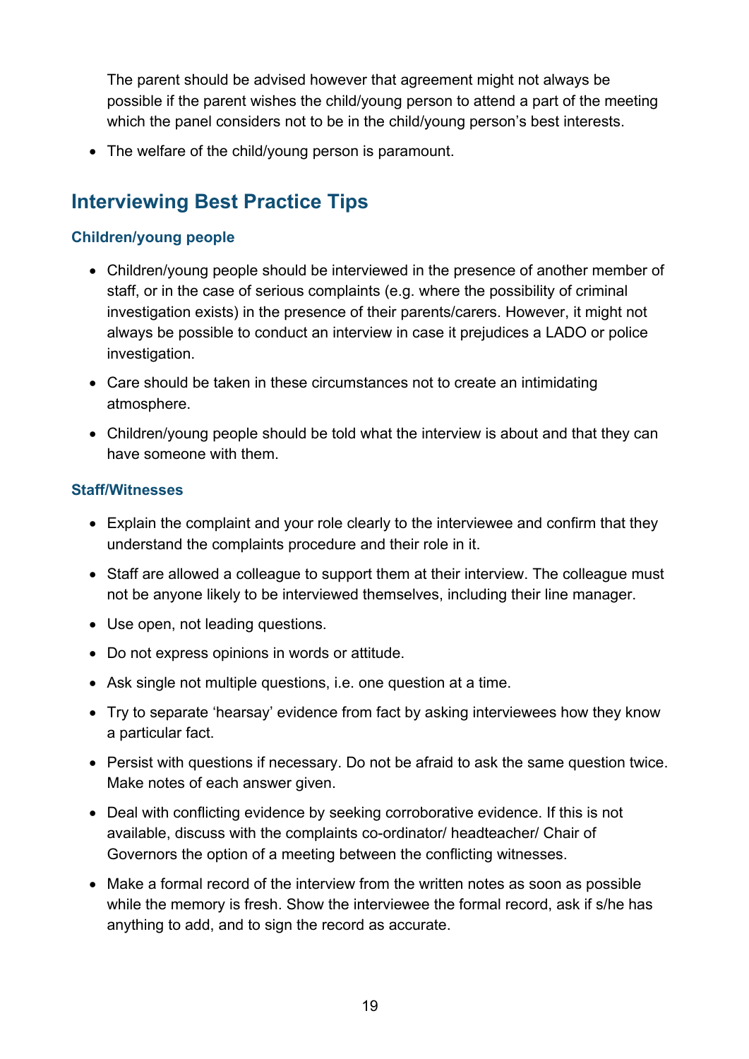The parent should be advised however that agreement might not always be possible if the parent wishes the child/young person to attend a part of the meeting which the panel considers not to be in the child/young person's best interests.

- The welfare of the child/young person is paramount.

## Interviewing Best Practice Tips

### Children/young people

- Children/young people should be interviewed in the presence of another member of staff, or in the case of serious complaints (e.g. where the possibility of criminal investigation exists) in the presence of their parents/carers. However, it might not always be possible to conduct an interview in case it prejudices a LADO or police investigation.
- Care should be taken in these circumstances not to create an intimidating atmosphere.
- Children/young people should be told what the interview is about and that they can have someone with them.

### Staff/Witnesses

- Explain the complaint and your role clearly to the interviewee and confirm that they understand the complaints procedure and their role in it.
- Staff are allowed a colleague to support them at their interview. The colleague must not be anyone likely to be interviewed themselves, including their line manager.
- Use open, not leading questions.
- Do not express opinions in words or attitude.
- Ask single not multiple questions, i.e. one question at a time.
- Try to separate 'hearsay' evidence from fact by asking interviewees how they know a particular fact.
- Persist with questions if necessary. Do not be afraid to ask the same question twice. Make notes of each answer given.
- Deal with conflicting evidence by seeking corroborative evidence. If this is not available, discuss with the complaints co-ordinator/ headteacher/ Chair of Governors the option of a meeting between the conflicting witnesses.
- Make a formal record of the interview from the written notes as soon as possible while the memory is fresh. Show the interviewee the formal record, ask if s/he has anything to add, and to sign the record as accurate.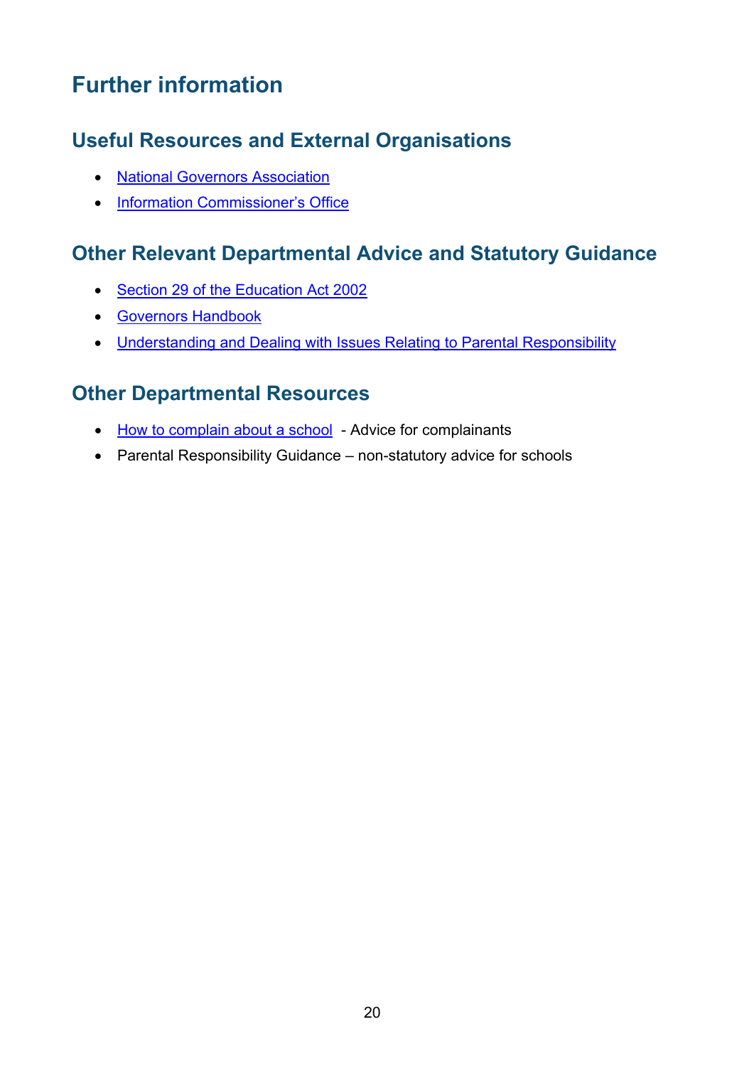# Further information

## Useful Resources and External Organisations

- National Governors Association
- Information Commissioner's Office

## Other Relevant Departmental Advice and Statutory Guidance

- Section 29 of the Education Act 2002
- Governors Handbook
- Understanding and Dealing with Issues Relating to Parental Responsibility

## Other Departmental Resources

- How to complain about a school - Advice for complainants
- Parental Responsibility Guidance – non-statutory advice for schools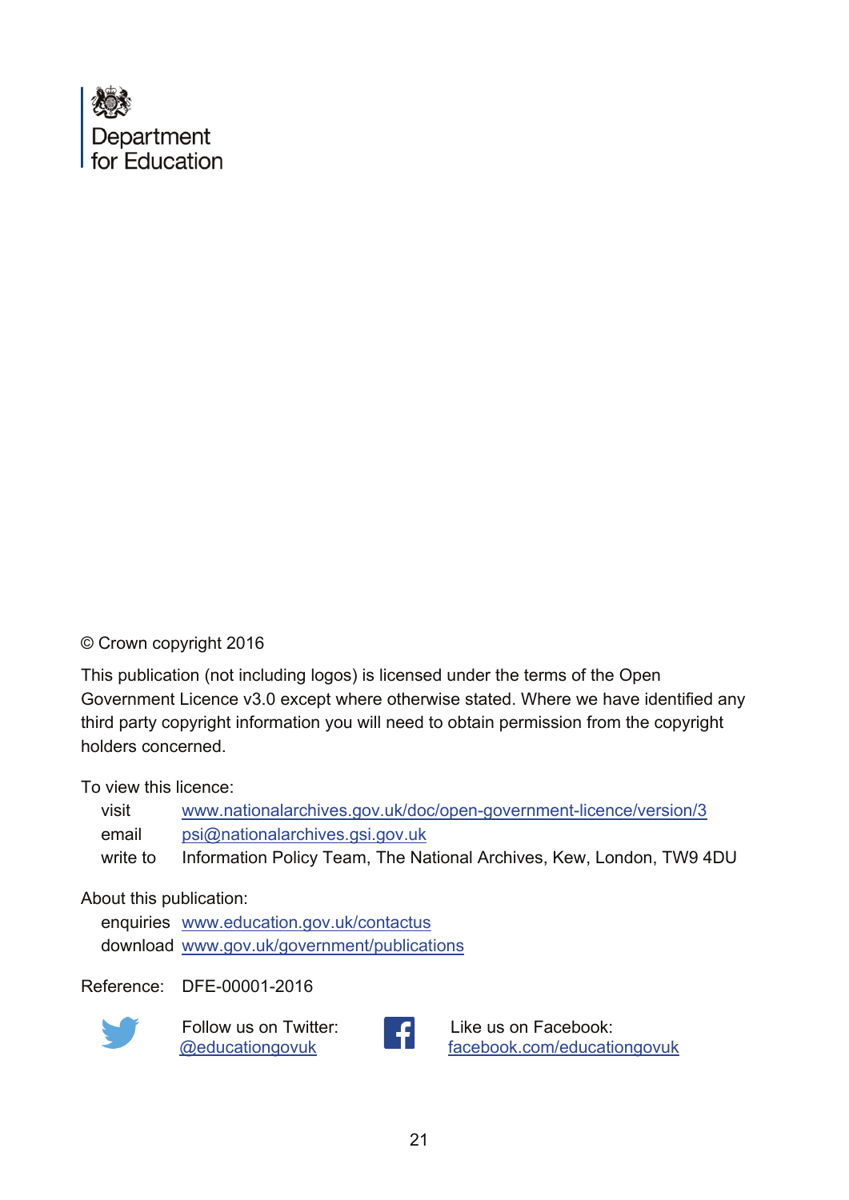Department
for Education

© Crown copyright 2016

This publication (not including logos) is licensed under the terms of the Open Government Licence v3.0 except where otherwise stated. Where we have identified any third party copyright information you will need to obtain permission from the copyright holders concerned.

To view this licence:

visit [www.nationalarchives.gov.uk/doc/open-government-licence/version/3](http://www.nationalarchives.gov.uk/doc/open-government-licence/version/3)
email [psi@nationalarchives.gsi.gov.uk](mailto:psi@nationalarchives.gsi.gov.uk)
write to Information Policy Team, The National Archives, Kew, London, TW9 4DU

About this publication:

enquiries [www.education.gov.uk/contactus](http://www.education.gov.uk/contactus)
download [www.gov.uk/government/publications](http://www.gov.uk/government/publications)

Reference: DFE-00001-2016

Follow us on Twitter: [@educationgovuk](http://twitter.com/educationgovuk)

Like us on Facebook: [facebook.com/educationgovuk](http://www.facebook.com/educationgovuk)